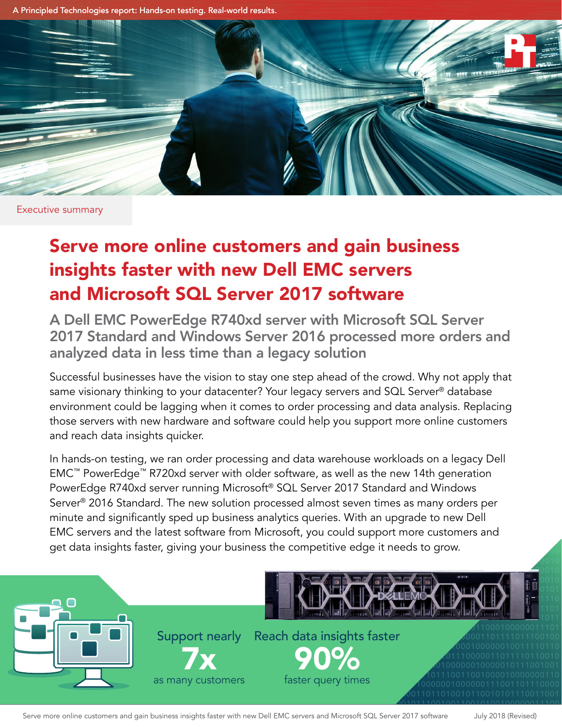A Principled Technologies report: Hands-on testing. Real-world results.

Executive summary

# Serve more online customers and gain business insights faster with new Dell EMC servers and Microsoft SQL Server 2017 software

## A Dell EMC PowerEdge R740xd server with Microsoft SQL Server 2017 Standard and Windows Server 2016 processed more orders and analyzed data in less time than a legacy solution

Successful businesses have the vision to stay one step ahead of the crowd. Why not apply that same visionary thinking to your datacenter? Your legacy servers and SQL Server® database environment could be lagging when it comes to order processing and data analysis. Replacing those servers with new hardware and software could help you support more online customers and reach data insights quicker.

In hands-on testing, we ran order processing and data warehouse workloads on a legacy Dell EMC™ PowerEdge™ R720xd server with older software, as well as the new 14th generation PowerEdge R740xd server running Microsoft® SQL Server 2017 Standard and Windows Server® 2016 Standard. The new solution processed almost seven times as many orders per minute and significantly sped up business analytics queries. With an upgrade to new Dell EMC servers and the latest software from Microsoft, you could support more customers and get data insights faster, giving your business the competitive edge it needs to grow.

Support nearly **7x** as many customers

Reach data insights faster **90%** faster query times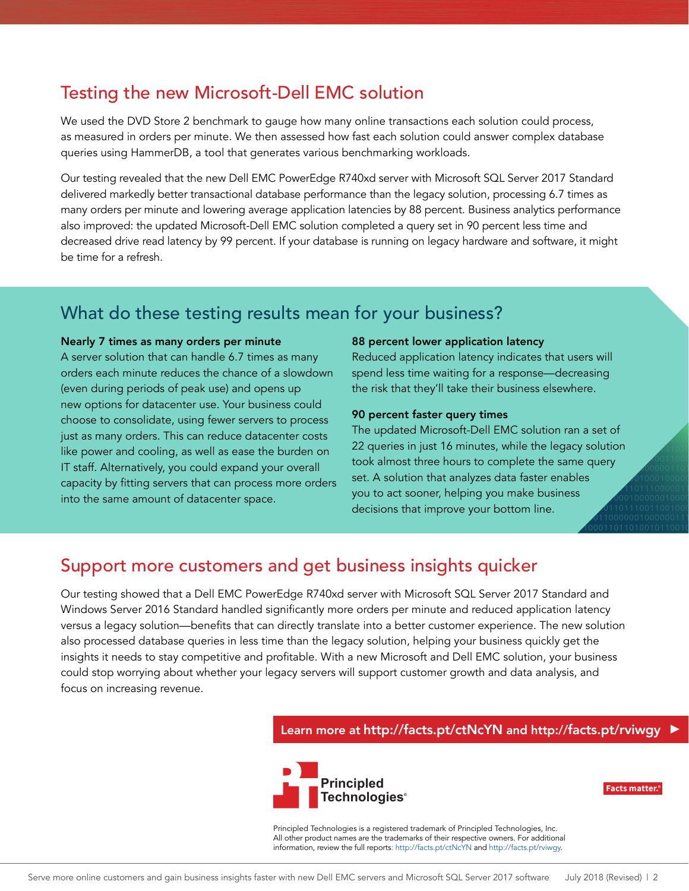## Testing the new Microsoft-Dell EMC solution

We used the DVD Store 2 benchmark to gauge how many online transactions each solution could process, as measured in orders per minute. We then assessed how fast each solution could answer complex database queries using HammerDB, a tool that generates various benchmarking workloads.

Our testing revealed that the new Dell EMC PowerEdge R740xd server with Microsoft SQL Server 2017 Standard delivered markedly better transactional database performance than the legacy solution, processing 6.7 times as many orders per minute and lowering average application latencies by 88 percent. Business analytics performance also improved: the updated Microsoft-Dell EMC solution completed a query set in 90 percent less time and decreased drive read latency by 99 percent. If your database is running on legacy hardware and software, it might be time for a refresh.

## What do these testing results mean for your business?

**Nearly 7 times as many orders per minute**

A server solution that can handle 6.7 times as many orders each minute reduces the chance of a slowdown (even during periods of peak use) and opens up new options for datacenter use. Your business could choose to consolidate, using fewer servers to process just as many orders. This can reduce datacenter costs like power and cooling, as well as ease the burden on IT staff. Alternatively, you could expand your overall capacity by fitting servers that can process more orders into the same amount of datacenter space.

**88 percent lower application latency**

Reduced application latency indicates that users will spend less time waiting for a response—decreasing the risk that they'll take their business elsewhere.

**90 percent faster query times**

The updated Microsoft-Dell EMC solution ran a set of 22 queries in just 16 minutes, while the legacy solution took almost three hours to complete the same query set. A solution that analyzes data faster enables you to act sooner, helping you make business decisions that improve your bottom line.

## Support more customers and get business insights quicker

Our testing showed that a Dell EMC PowerEdge R740xd server with Microsoft SQL Server 2017 Standard and Windows Server 2016 Standard handled significantly more orders per minute and reduced application latency versus a legacy solution—benefits that can directly translate into a better customer experience. The new solution also processed database queries in less time than the legacy solution, helping your business quickly get the insights it needs to stay competitive and profitable. With a new Microsoft and Dell EMC solution, your business could stop worrying about whether your legacy servers will support customer growth and data analysis, and focus on increasing revenue.

**Learn more at http://facts.pt/ctNcYN and http://facts.pt/rviwgy ►**

Principled Technologies®

Facts matter.®

Principled Technologies is a registered trademark of Principled Technologies, Inc.
All other product names are the trademarks of their respective owners. For additional information, review the full reports: http://facts.pt/ctNcYN and http://facts.pt/rviwgy.